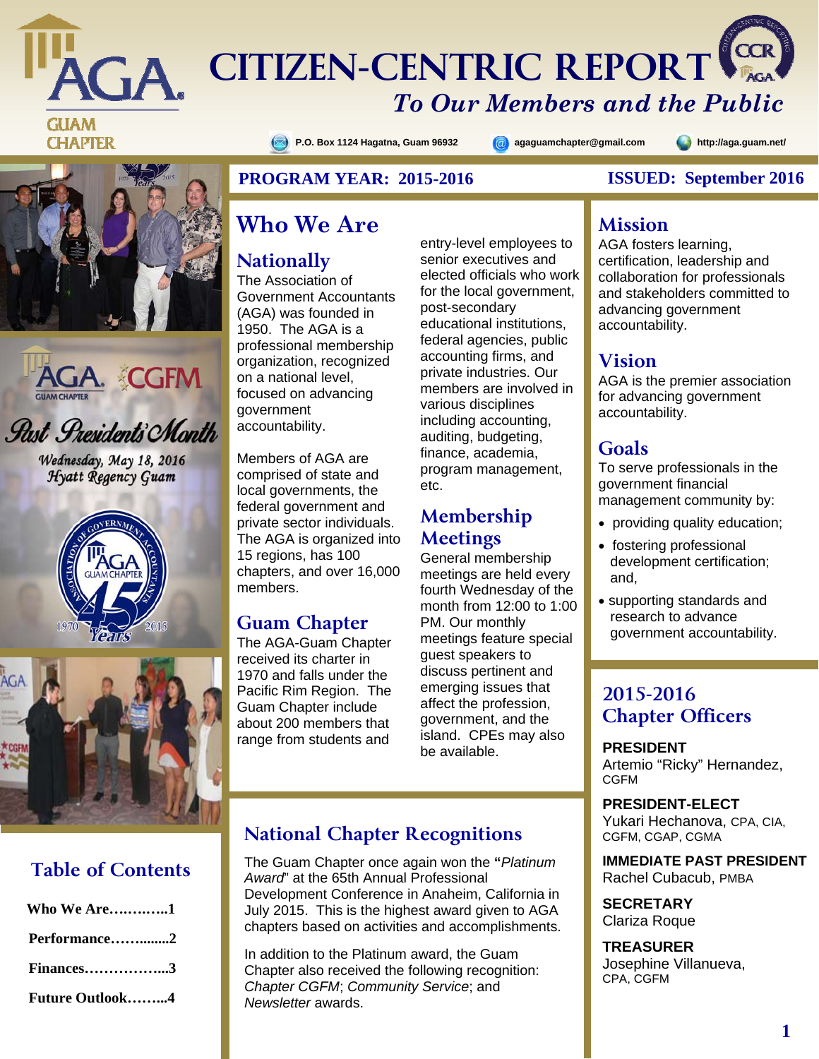# CITIZEN-CENTRIC REPORT

*To Our Members and the Public*

AGA GUAM CHAPTER

P.O. Box 1124 Hagatna, Guam 96932 | agaguamchapter@gmail.com | http://aga.guam.net/

**PROGRAM YEAR: 2015-2016** **ISSUED: September 2016**

## Who We Are

### Nationally

The Association of Government Accountants (AGA) was founded in 1950. The AGA is a professional membership organization, recognized on a national level, focused on advancing government accountability.

Members of AGA are comprised of state and local governments, the federal government and private sector individuals. The AGA is organized into 15 regions, has 100 chapters, and over 16,000 members.

### Guam Chapter

The AGA-Guam Chapter received its charter in 1970 and falls under the Pacific Rim Region. The Guam Chapter include about 200 members that range from students and entry-level employees to senior executives and elected officials who work for the local government, post-secondary educational institutions, federal agencies, public accounting firms, and private industries. Our members are involved in various disciplines including accounting, auditing, budgeting, finance, academia, program management, etc.

### Membership Meetings

General membership meetings are held every fourth Wednesday of the month from 12:00 to 1:00 PM. Our monthly meetings feature special guest speakers to discuss pertinent and emerging issues that affect the profession, government, and the island. CPEs may also be available.

## Mission

AGA fosters learning, certification, leadership and collaboration for professionals and stakeholders committed to advancing government accountability.

## Vision

AGA is the premier association for advancing government accountability.

## Goals

To serve professionals in the government financial management community by:

- providing quality education;
- fostering professional development certification; and,
- supporting standards and research to advance government accountability.

## 2015-2016 Chapter Officers

**PRESIDENT**
Artemio "Ricky" Hernandez, CGFM

**PRESIDENT-ELECT**
Yukari Hechanova, CPA, CIA, CGFM, CGAP, CGMA

**IMMEDIATE PAST PRESIDENT**
Rachel Cubacub, PMBA

**SECRETARY**
Clariza Roque

**TREASURER**
Josephine Villanueva, CPA, CGFM

## National Chapter Recognitions

The Guam Chapter once again won the "*Platinum Award*" at the 65th Annual Professional Development Conference in Anaheim, California in July 2015. The Platinum award is the highest award given to AGA chapters based on activities and accomplishments.

In addition to the Platinum award, the Guam Chapter also received the following recognition: *Chapter CGFM*; *Community Service*; and *Newsletter* awards.

AGA CGFM Guam Chapter

*Past Presidents' Month*

*Wednesday, May 18, 2016*
*Hyatt Regency Guam*

Association of Government Accountants Guam Chapter 45 Years 1970 2015

## Table of Contents

- **Who We Are…………..1**
- **Performance……........2**
- **Finances……………...3**
- **Future Outlook……...4**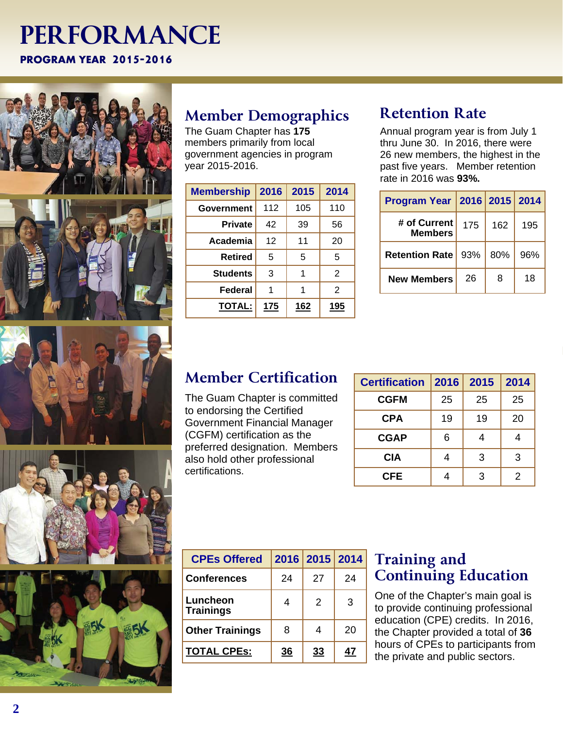# PERFORMANCE

**PROGRAM YEAR 2015-2016**

## Member Demographics

The Guam Chapter has **175** members primarily from local government agencies in program year 2015-2016.

| Membership | 2016 | 2015 | 2014 |
|---|---|---|---|
| Government | 112 | 105 | 110 |
| Private | 42 | 39 | 56 |
| Academia | 12 | 11 | 20 |
| Retired | 5 | 5 | 5 |
| Students | 3 | 1 | 2 |
| Federal | 1 | 1 | 2 |
| **TOTAL:** | **175** | **162** | **195** |

## Retention Rate

Annual program year is from July 1 thru June 30. In 2016, there were 26 new members, the highest in the past five years. Member retention rate in 2016 was **93%.**

| Program Year | 2016 | 2015 | 2014 |
|---|---|---|---|
| # of Current Members | 175 | 162 | 195 |
| Retention Rate | 93% | 80% | 96% |
| New Members | 26 | 8 | 18 |

## Member Certification

The Guam Chapter is committed to endorsing the Certified Government Financial Manager (CGFM) certification as the preferred designation. Members also hold other professional certifications.

| Certification | 2016 | 2015 | 2014 |
|---|---|---|---|
| CGFM | 25 | 25 | 25 |
| CPA | 19 | 19 | 20 |
| CGAP | 6 | 4 | 4 |
| CIA | 4 | 3 | 3 |
| CFE | 4 | 3 | 2 |

## Training and Continuing Education

One of the Chapter's main goal is to provide continuing professional education (CPE) credits. In 2016, the Chapter provided a total of **36** hours of CPEs to participants from the private and public sectors.

| CPEs Offered | 2016 | 2015 | 2014 |
|---|---|---|---|
| Conferences | 24 | 27 | 24 |
| Luncheon Trainings | 4 | 2 | 3 |
| Other Trainings | 8 | 4 | 20 |
| **TOTAL CPEs:** | **36** | **33** | **47** |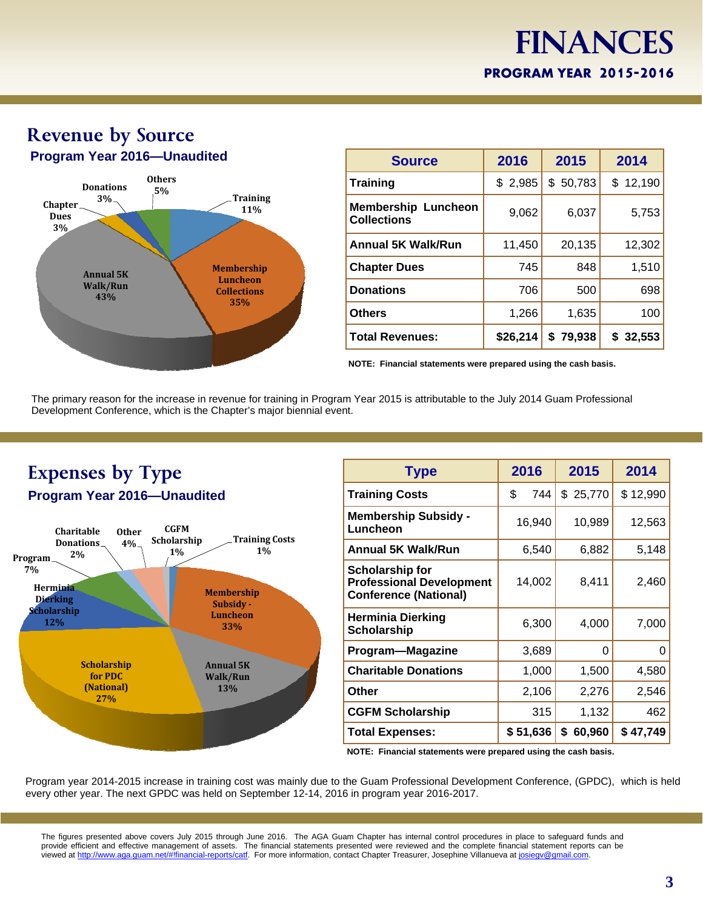# FINANCES

**PROGRAM YEAR 2015-2016**

## Revenue by Source

**Program Year 2016—Unaudited**

| Source | 2016 | 2015 | 2014 |
|---|---|---|---|
| **Training** | $ 2,985 | $ 50,783 | $ 12,190 |
| **Membership Luncheon Collections** | 9,062 | 6,037 | 5,753 |
| **Annual 5K Walk/Run** | 11,450 | 20,135 | 12,302 |
| **Chapter Dues** | 745 | 848 | 1,510 |
| **Donations** | 706 | 500 | 698 |
| **Others** | 1,266 | 1,635 | 100 |
| **Total Revenues:** | **$26,214** | **$ 79,938** | **$ 32,553** |

**NOTE: Financial statements were prepared using the cash basis.**

The primary reason for the increase in revenue for training in Program Year 2015 is attributable to the July 2014 Guam Professional Development Conference, which is the Chapter's major biennial event.

## Expenses by Type

**Program Year 2016—Unaudited**

| Type | 2016 | 2015 | 2014 |
|---|---|---|---|
| **Training Costs** | $ 744 | $ 25,770 | $ 12,990 |
| **Membership Subsidy - Luncheon** | 16,940 | 10,989 | 12,563 |
| **Annual 5K Walk/Run** | 6,540 | 6,882 | 5,148 |
| **Scholarship for Professional Development Conference (National)** | 14,002 | 8,411 | 2,460 |
| **Herminia Dierking Scholarship** | 6,300 | 4,000 | 7,000 |
| **Program—Magazine** | 3,689 | 0 | 0 |
| **Charitable Donations** | 1,000 | 1,500 | 4,580 |
| **Other** | 2,106 | 2,276 | 2,546 |
| **CGFM Scholarship** | 315 | 1,132 | 462 |
| **Total Expenses:** | **$ 51,636** | **$ 60,960** | **$ 47,749** |

**NOTE: Financial statements were prepared using the cash basis.**

Program year 2014-2015 increase in training cost was mainly due to the Guam Professional Development Conference, (GPDC), which is held every other year. The next GPDC was held on September 12-14, 2016 in program year 2016-2017.

The figures presented above covers July 2015 through June 2016. The AGA Guam Chapter has internal control procedures in place to safeguard funds and provide efficient and effective management of assets. The financial statements presented were reviewed and the complete financial statement reports can be viewed at http://www.aga.guam.net/#!financial-reports/catf. For more information, contact Chapter Treasurer, Josephine Villanueva at josiegv@gmail.com.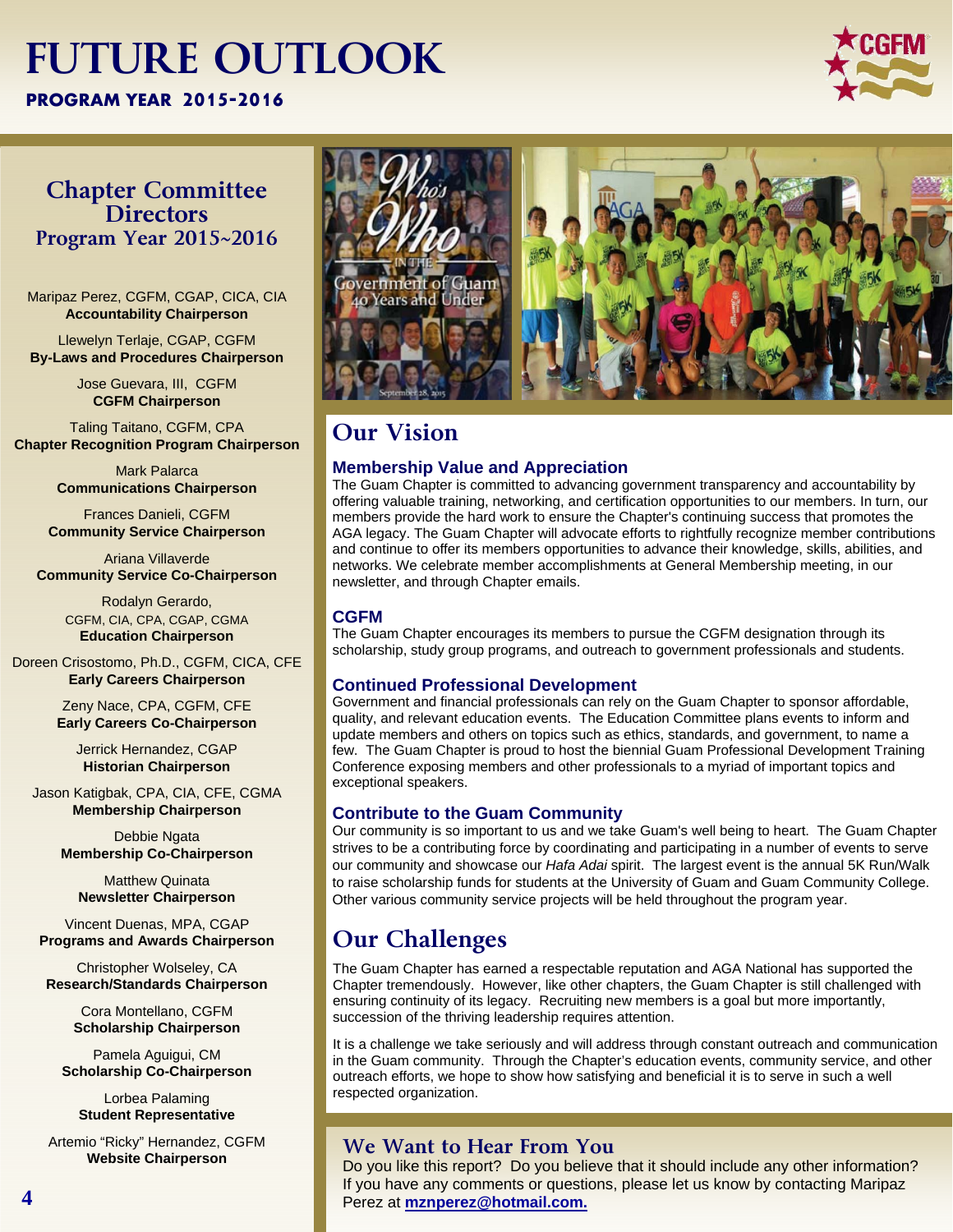# FUTURE OUTLOOK

**PROGRAM YEAR 2015-2016**

## Chapter Committee Directors Program Year 2015~2016

Maripaz Perez, CGFM, CGAP, CICA, CIA
**Accountability Chairperson**

Llewelyn Terlaje, CGAP, CGFM
**By-Laws and Procedures Chairperson**

Jose Guevara, III, CGFM
**CGFM Chairperson**

Taling Taitano, CGFM, CPA
**Chapter Recognition Program Chairperson**

Mark Palarca
**Communications Chairperson**

Frances Danieli, CGFM
**Community Service Chairperson**

Ariana Villaverde
**Community Service Co-Chairperson**

Rodalyn Gerardo,
CGFM, CIA, CPA, CGAP, CGMA
**Education Chairperson**

Doreen Crisostomo, Ph.D., CGFM, CICA, CFE
**Early Careers Chairperson**

Zeny Nace, CPA, CGFM, CFE
**Early Careers Co-Chairperson**

Jerrick Hernandez, CGAP
**Historian Chairperson**

Jason Katigbak, CPA, CIA, CFE, CGMA
**Membership Chairperson**

Debbie Ngata
**Membership Co-Chairperson**

Matthew Quinata
**Newsletter Chairperson**

Vincent Duenas, MPA, CGAP
**Programs and Awards Chairperson**

Christopher Wolseley, CA
**Research/Standards Chairperson**

Cora Montellano, CGFM
**Scholarship Chairperson**

Pamela Aguigui, CM
**Scholarship Co-Chairperson**

Lorbea Palaming
**Student Representative**

Artemio "Ricky" Hernandez, CGFM
**Website Chairperson**

## Our Vision

### Membership Value and Appreciation

The Guam Chapter is committed to advancing government transparency and accountability by offering valuable training, networking, and certification opportunities to our members. In turn, our members provide the hard work to ensure the Chapter's continuing success that promotes the AGA legacy. The Guam Chapter will advocate efforts to rightfully recognize member contributions and continue to offer its members opportunities to advance their knowledge, skills, abilities, and networks. We celebrate member accomplishments at General Membership meeting, in our newsletter, and through Chapter emails.

### CGFM

The Guam Chapter encourages its members to pursue the CGFM designation through its scholarship, study group programs, and outreach to government professionals and students.

### Continued Professional Development

Government and financial professionals can rely on the Guam Chapter to sponsor affordable, quality, and relevant education events. The Education Committee plans events to inform and update members and others on topics such as ethics, standards, and government, to name a few. The Guam Chapter is proud to host the biennial Guam Professional Development Training Conference exposing members and other professionals to a myriad of important topics and exceptional speakers.

### Contribute to the Guam Community

Our community is so important to us and we take Guam's well being to heart. The Guam Chapter strives to be a contributing force by coordinating and participating in a number of events to serve our community and showcase our *Hafa Adai* spirit. The largest event is the annual 5K Run/Walk to raise scholarship funds for students at the University of Guam and Guam Community College. Other various community service projects will be held throughout the program year.

## Our Challenges

The Guam Chapter has earned a respectable reputation and AGA National has supported the Chapter tremendously. However, like other chapters, the Guam Chapter is still challenged with ensuring continuity of its legacy. Recruiting new members is a goal but more importantly, succession of the thriving leadership requires attention.

It is a challenge we take seriously and will address through constant outreach and communication in the Guam community. Through the Chapter's education events, community service, and other outreach efforts, we hope to show how satisfying and beneficial it is to serve in such a well respected organization.

## We Want to Hear From You

Do you like this report? Do you believe that it should include any other information? If you have any comments or questions, please let us know by contacting Maripaz Perez at **mznperez@hotmail.com.**